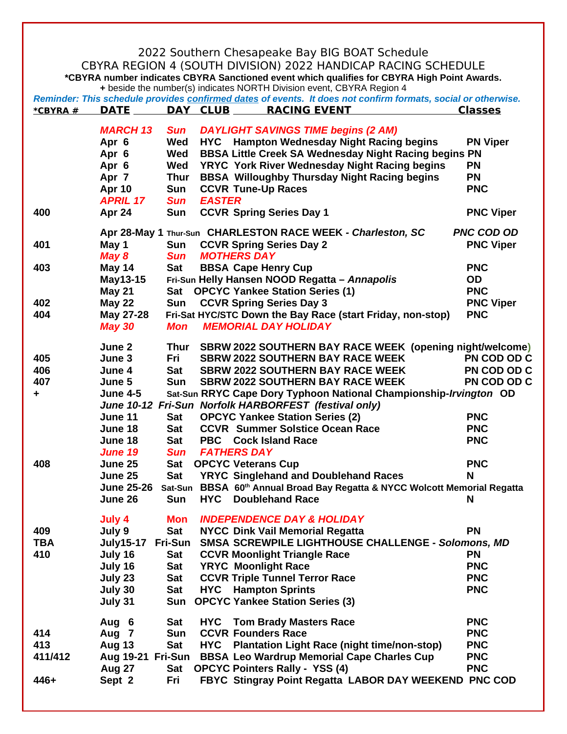# 2022 Southern Chesapeake Bay BIG BOAT Schedule

## CBYRA REGION 4 (SOUTH DIVISION) 2022 HANDICAP RACING SCHEDULE

**\*CBYRA number indicates CBYRA Sanctioned event which qualifies for CBYRA High Point Awards.**

**+** beside the number(s) indicates NORTH Division event, CBYRA Region 4

***Reminder: This schedule provides confirmed dates of events. It does not confirm formats, social or otherwise.***

| *CBYRA # | DATE | DAY | CLUB | RACING EVENT | Classes |
|---|---|---|---|---|---|
| | ***MARCH 13*** | ***Sun*** | | ***DAYLIGHT SAVINGS TIME begins (2 AM)*** | |
| | **Apr 6** | **Wed** | **HYC** | **Hampton Wednesday Night Racing begins** | **PN Viper** |
| | **Apr 6** | **Wed** | **BBSA** | **Little Creek SA Wednesday Night Racing begins** | **PN** |
| | **Apr 6** | **Wed** | **YRYC** | **York River Wednesday Night Racing begins** | **PN** |
| | **Apr 7** | **Thur** | **BBSA** | **Willoughby Thursday Night Racing begins** | **PN** |
| | **Apr 10** | **Sun** | **CCVR** | **Tune-Up Races** | **PNC** |
| | ***APRIL 17*** | ***Sun*** | | ***EASTER*** | |
| **400** | **Apr 24** | **Sun** | **CCVR** | **Spring Series Day 1** | **PNC Viper** |
| | **Apr 28-May 1** | **Thur-Sun** | | **CHARLESTON RACE WEEK - *Charleston, SC*** | ***PNC COD OD*** |
| **401** | **May 1** | **Sun** | **CCVR** | **Spring Series Day 2** | **PNC Viper** |
| | ***May 8*** | ***Sun*** | | ***MOTHERS DAY*** | |
| **403** | **May 14** | **Sat** | **BBSA** | **Cape Henry Cup** | **PNC** |
| | **May13-15** | **Fri-Sun** | | **Helly Hansen NOOD Regatta – *Annapolis*** | **OD** |
| | **May 21** | **Sat** | **OPCYC** | **Yankee Station Series (1)** | **PNC** |
| **402** | **May 22** | **Sun** | **CCVR** | **Spring Series Day 3** | **PNC Viper** |
| **404** | **May 27-28** | **Fri-Sat** | **HYC/STC** | **Down the Bay Race (start Friday, non-stop)** | **PNC** |
| | ***May 30*** | ***Mon*** | | ***MEMORIAL DAY HOLIDAY*** | |
| | **June 2** | **Thur** | **SBRW** | **2022 SOUTHERN BAY RACE WEEK (opening night/welcome)** | |
| **405** | **June 3** | **Fri** | **SBRW** | **2022 SOUTHERN BAY RACE WEEK** | **PN COD OD C** |
| **406** | **June 4** | **Sat** | **SBRW** | **2022 SOUTHERN BAY RACE WEEK** | **PN COD OD C** |
| **407** | **June 5** | **Sun** | **SBRW** | **2022 SOUTHERN BAY RACE WEEK** | **PN COD OD C** |
| **+** | **June 4-5** | **Sat-Sun** | **RRYC** | **Cape Dory Typhoon National Championship-*Irvington*** | **OD** |
| | ***June 10-12*** | ***Fri-Sun*** | | ***Norfolk HARBORFEST (festival only)*** | |
| | **June 11** | **Sat** | **OPCYC** | **Yankee Station Series (2)** | **PNC** |
| | **June 18** | **Sat** | **CCVR** | **Summer Solstice Ocean Race** | **PNC** |
| | **June 18** | **Sat** | **PBC** | **Cock Island Race** | **PNC** |
| | ***June 19*** | ***Sun*** | | ***FATHERS DAY*** | |
| **408** | **June 25** | **Sat** | **OPCYC** | **Veterans Cup** | **PNC** |
| | **June 25** | **Sat** | **YRYC** | **Singlehand and Doublehand Races** | **N** |
| | **June 25-26** | **Sat-Sun** | **BBSA** | **60th Annual Broad Bay Regatta & NYCC Wolcott Memorial Regatta** | |
| | **June 26** | **Sun** | **HYC** | **Doublehand Race** | **N** |
| | **July 4** | **Mon** | | ***INDEPENDENCE DAY & HOLIDAY*** | |
| **409** | **July 9** | **Sat** | **NYCC** | **Dink Vail Memorial Regatta** | **PN** |
| **TBA** | **July15-17** | **Fri-Sun** | **SMSA** | **SCREWPILE LIGHTHOUSE CHALLENGE - *Solomons, MD*** | |
| **410** | **July 16** | **Sat** | **CCVR** | **Moonlight Triangle Race** | **PN** |
| | **July 16** | **Sat** | **YRYC** | **Moonlight Race** | **PNC** |
| | **July 23** | **Sat** | **CCVR** | **Triple Tunnel Terror Race** | **PNC** |
| | **July 30** | **Sat** | **HYC** | **Hampton Sprints** | **PNC** |
| | **July 31** | **Sun** | **OPCYC** | **Yankee Station Series (3)** | |
| | **Aug 6** | **Sat** | **HYC** | **Tom Brady Masters Race** | **PNC** |
| **414** | **Aug 7** | **Sun** | **CCVR** | **Founders Race** | **PNC** |
| **413** | **Aug 13** | **Sat** | **HYC** | **Plantation Light Race (night time/non-stop)** | **PNC** |
| **411/412** | **Aug 19-21** | **Fri-Sun** | **BBSA** | **Leo Wardrup Memorial Cape Charles Cup** | **PNC** |
| | **Aug 27** | **Sat** | **OPCYC** | **Pointers Rally - YSS (4)** | **PNC** |
| **446+** | **Sept 2** | **Fri** | **FBYC** | **Stingray Point Regatta LABOR DAY WEEKEND** | **PNC COD** |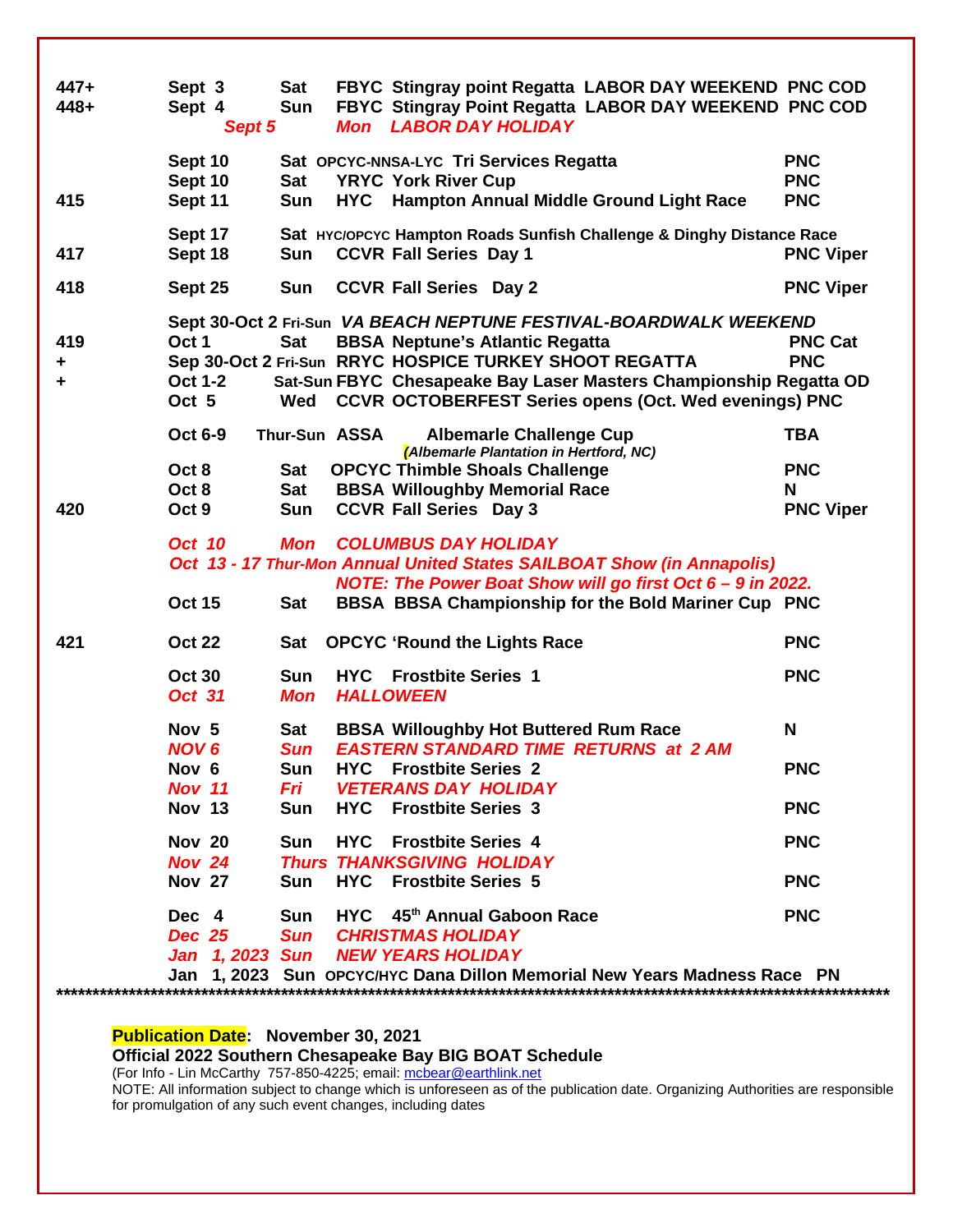| | | | | |
|---|---|---|---|---|
| 447+ | Sept 3 | Sat | FBYC Stingray point Regatta LABOR DAY WEEKEND | PNC COD |
| 448+ | Sept 4 | Sun | FBYC Stingray Point Regatta LABOR DAY WEEKEND | PNC COD |
| | *Sept 5* | *Mon* | *LABOR DAY HOLIDAY* | |
| | Sept 10 | Sat | OPCYC-NNSA-LYC Tri Services Regatta | PNC |
| | Sept 10 | Sat | YRYC York River Cup | PNC |
| 415 | Sept 11 | Sun | HYC Hampton Annual Middle Ground Light Race | PNC |
| | Sept 17 | Sat | HYC/OPCYC Hampton Roads Sunfish Challenge & Dinghy Distance Race | |
| 417 | Sept 18 | Sun | CCVR Fall Series Day 1 | PNC Viper |
| 418 | Sept 25 | Sun | CCVR Fall Series Day 2 | PNC Viper |
| | Sept 30-Oct 2 | Fri-Sun | *VA BEACH NEPTUNE FESTIVAL-BOARDWALK WEEKEND* | |
| 419 | Oct 1 | Sat | BBSA Neptune's Atlantic Regatta | PNC Cat |
| + | Sep 30-Oct 2 | Fri-Sun | RRYC HOSPICE TURKEY SHOOT REGATTA | PNC |
| + | Oct 1-2 | Sat-Sun | FBYC Chesapeake Bay Laser Masters Championship Regatta | OD |
| | Oct 5 | Wed | CCVR OCTOBERFEST Series opens (Oct. Wed evenings) | PNC |
| | Oct 6-9 | Thur-Sun | ASSA Albemarle Challenge Cup *(Albemarle Plantation in Hertford, NC)* | TBA |
| | Oct 8 | Sat | OPCYC Thimble Shoals Challenge | PNC |
| | Oct 8 | Sat | BBSA Willoughby Memorial Race | N |
| 420 | Oct 9 | Sun | CCVR Fall Series Day 3 | PNC Viper |
| | *Oct 10* | *Mon* | *COLUMBUS DAY HOLIDAY* | |
| | *Oct 13 - 17* | *Thur-Mon* | *Annual United States SAILBOAT Show (in Annapolis) NOTE: The Power Boat Show will go first Oct 6 – 9 in 2022.* | |
| | Oct 15 | Sat | BBSA BBSA Championship for the Bold Mariner Cup | PNC |
| 421 | Oct 22 | Sat | OPCYC 'Round the Lights Race | PNC |
| | Oct 30 | Sun | HYC Frostbite Series 1 | PNC |
| | *Oct 31* | *Mon* | *HALLOWEEN* | |
| | Nov 5 | Sat | BBSA Willoughby Hot Buttered Rum Race | N |
| | *NOV 6* | *Sun* | *EASTERN STANDARD TIME RETURNS at 2 AM* | |
| | Nov 6 | Sun | HYC Frostbite Series 2 | PNC |
| | *Nov 11* | *Fri* | *VETERANS DAY HOLIDAY* | |
| | Nov 13 | Sun | HYC Frostbite Series 3 | PNC |
| | Nov 20 | Sun | HYC Frostbite Series 4 | PNC |
| | *Nov 24* | *Thurs* | *THANKSGIVING HOLIDAY* | |
| | Nov 27 | Sun | HYC Frostbite Series 5 | PNC |
| | Dec 4 | Sun | HYC 45th Annual Gaboon Race | PNC |
| | *Dec 25* | *Sun* | *CHRISTMAS HOLIDAY* | |
| | *Jan 1, 2023* | *Sun* | *NEW YEARS HOLIDAY* | |
| | Jan 1, 2023 | Sun | OPCYC/HYC Dana Dillon Memorial New Years Madness Race | PN |

************************************************************************************************************

**Publication Date: November 30, 2021**

**Official 2022 Southern Chesapeake Bay BIG BOAT Schedule**

(For Info - Lin McCarthy 757-850-4225; email: mcbear@earthlink.net

NOTE: All information subject to change which is unforeseen as of the publication date. Organizing Authorities are responsible for promulgation of any such event changes, including dates